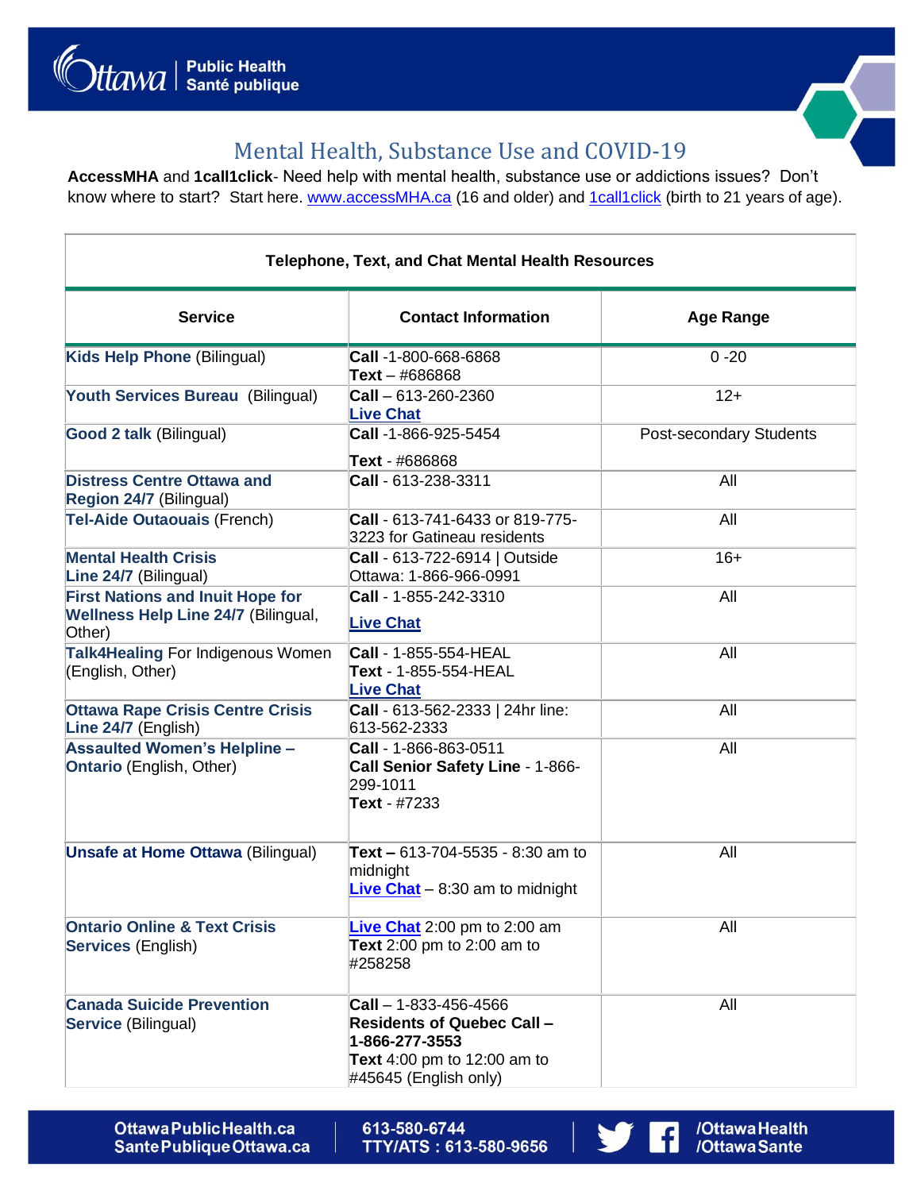# Mental Health, Substance Use and COVID-19

**AccessMHA** and **1call1click**- Need help with mental health, substance use or addictions issues? Don't know where to start? Start here. www.accessMHA.ca (16 and older) and 1call1click (birth to 21 years of age).

**Telephone, Text, and Chat Mental Health Resources**

| Service | Contact Information | Age Range |
|---|---|---|
| **Kids Help Phone** (Bilingual) | **Call** -1-800-668-6868<br>**Text** – #686868 | 0 -20 |
| **Youth Services Bureau** (Bilingual) | **Call** – 613-260-2360<br>**Live Chat** | 12+ |
| **Good 2 talk** (Bilingual) | **Call** -1-866-925-5454<br>**Text** - #686868 | Post-secondary Students |
| **Distress Centre Ottawa and Region 24/7** (Bilingual) | **Call** - 613-238-3311 | All |
| **Tel-Aide Outaouais** (French) | **Call** - 613-741-6433 or 819-775-3223 for Gatineau residents | All |
| **Mental Health Crisis Line 24/7** (Bilingual) | **Call** - 613-722-6914 \| Outside Ottawa: 1-866-966-0991 | 16+ |
| **First Nations and Inuit Hope for Wellness Help Line 24/7** (Bilingual, Other) | **Call** - 1-855-242-3310<br>**Live Chat** | All |
| **Talk4Healing** For Indigenous Women (English, Other) | **Call** - 1-855-554-HEAL<br>**Text** - 1-855-554-HEAL<br>**Live Chat** | All |
| **Ottawa Rape Crisis Centre Crisis Line 24/7** (English) | **Call** - 613-562-2333 \| 24hr line: 613-562-2333 | All |
| **Assaulted Women's Helpline – Ontario** (English, Other) | **Call** - 1-866-863-0511<br>**Call Senior Safety Line** - 1-866-299-1011<br>**Text** - #7233 | All |
| **Unsafe at Home Ottawa** (Bilingual) | **Text –** 613-704-5535 - 8:30 am to midnight<br>**Live Chat** – 8:30 am to midnight | All |
| **Ontario Online & Text Crisis Services** (English) | **Live Chat** 2:00 pm to 2:00 am<br>**Text** 2:00 pm to 2:00 am to #258258 | All |
| **Canada Suicide Prevention Service** (Bilingual) | **Call** – 1-833-456-4566<br>**Residents of Quebec Call – 1-866-277-3553**<br>**Text** 4:00 pm to 12:00 am to #45645 (English only) | All |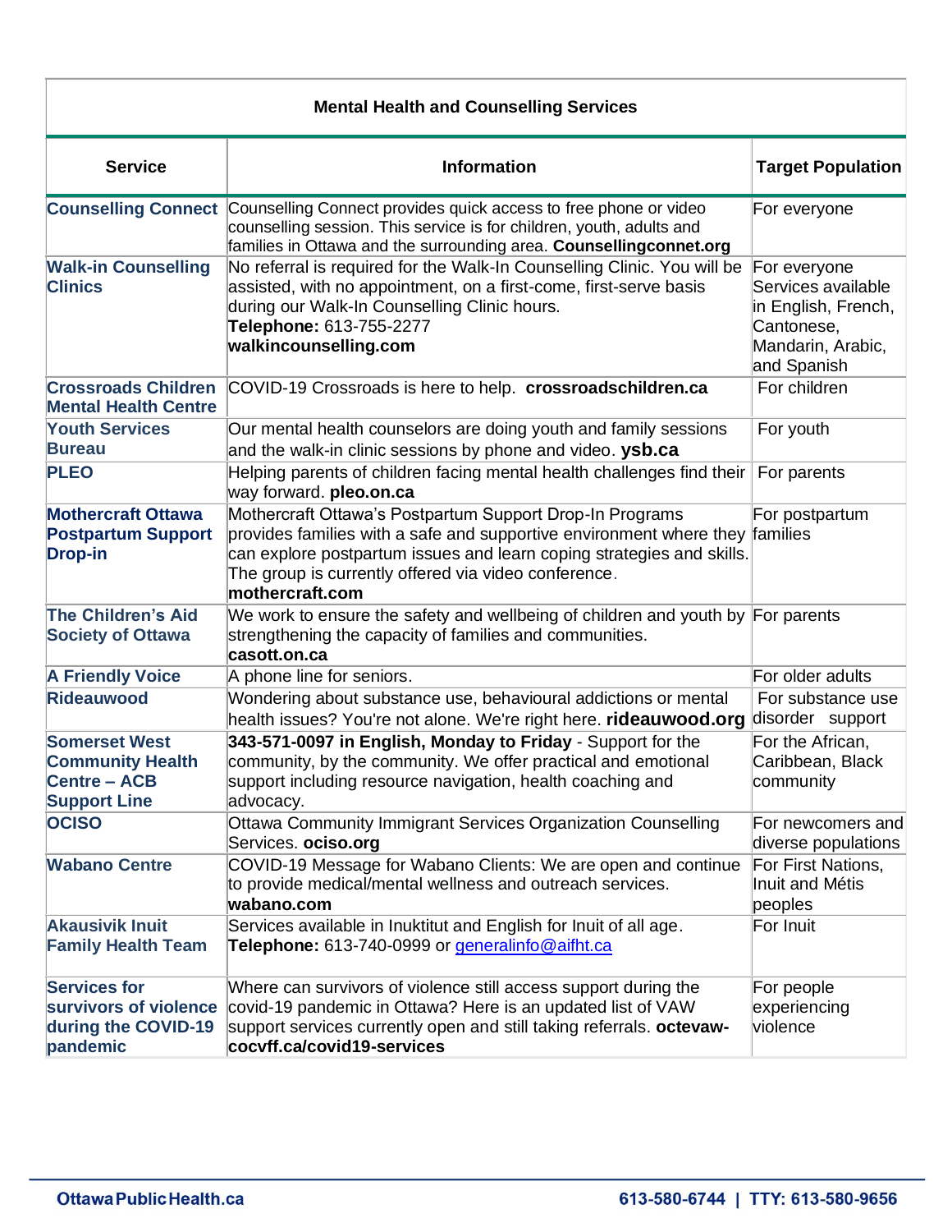| Mental Health and Counselling Services | | |
|---|---|---|
| **Service** | **Information** | **Target Population** |
| **Counselling Connect** | Counselling Connect provides quick access to free phone or video counselling session. This service is for children, youth, adults and families in Ottawa and the surrounding area. **Counsellingconnet.org** | For everyone |
| **Walk-in Counselling Clinics** | No referral is required for the Walk-In Counselling Clinic. You will be assisted, with no appointment, on a first-come, first-serve basis during our Walk-In Counselling Clinic hours. **Telephone:** 613-755-2277 **walkincounselling.com** | For everyone Services available in English, French, Cantonese, Mandarin, Arabic, and Spanish |
| **Crossroads Children Mental Health Centre** | COVID-19 Crossroads is here to help. **crossroadschildren.ca** | For children |
| **Youth Services Bureau** | Our mental health counselors are doing youth and family sessions and the walk-in clinic sessions by phone and video. **ysb.ca** | For youth |
| **PLEO** | Helping parents of children facing mental health challenges find their way forward. **pleo.on.ca** | For parents |
| **Mothercraft Ottawa Postpartum Support Drop-in** | Mothercraft Ottawa's Postpartum Support Drop-In Programs provides families with a safe and supportive environment where they can explore postpartum issues and learn coping strategies and skills. The group is currently offered via video conference. **mothercraft.com** | For postpartum families |
| **The Children's Aid Society of Ottawa** | We work to ensure the safety and wellbeing of children and youth by strengthening the capacity of families and communities. **casott.on.ca** | For parents |
| **A Friendly Voice** | A phone line for seniors. | For older adults |
| **Rideauwood** | Wondering about substance use, behavioural addictions or mental health issues? You're not alone. We're right here. **rideauwood.org** | For substance use disorder support |
| **Somerset West Community Health Centre – ACB Support Line** | **343-571-0097 in English, Monday to Friday** - Support for the community. We offer practical and emotional support including resource navigation, health coaching and advocacy. | For the African, Caribbean, Black community |
| **OCISO** | Ottawa Community Immigrant Services Organization Counselling Services. **ociso.org** | For newcomers and diverse populations |
| **Wabano Centre** | COVID-19 Message for Wabano Clients: We are open and continue to provide medical/mental wellness and outreach services. **wabano.com** | For First Nations, Inuit and Métis peoples |
| **Akausivik Inuit Family Health Team** | Services available in Inuktitut and English for Inuit of all age. **Telephone:** 613-740-0999 or generalinfo@aifht.ca | For Inuit |
| **Services for survivors of violence during the COVID-19 pandemic** | Where can survivors of violence still access support during the covid-19 pandemic in Ottawa? Here is an updated list of VAW support services currently open and still taking referrals. **octevaw-cocvff.ca/covid19-services** | For people experiencing violence |

OttawaPublicHealth.ca 613-580-6744 | TTY: 613-580-9656